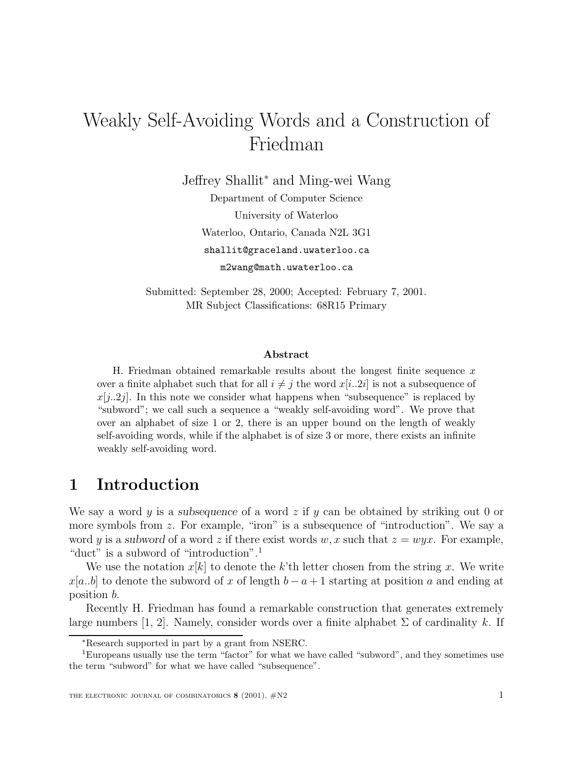# Weakly Self-Avoiding Words and a Construction of Friedman

Jeffrey Shallit* and Ming-wei Wang

Department of Computer Science

University of Waterloo

Waterloo, Ontario, Canada N2L 3G1

shallit@graceland.uwaterloo.ca

m2wang@math.uwaterloo.ca

Submitted: September 28, 2000; Accepted: February 7, 2001.

MR Subject Classifications: 68R15 Primary

### Abstract

H. Friedman obtained remarkable results about the longest finite sequence $x$ over a finite alphabet such that for all $i \neq j$ the word $x[i..2i]$ is not a subsequence of $x[j..2j]$. In this note we consider what happens when "subsequence" is replaced by "subword"; we call such a sequence a "weakly self-avoiding word". We prove that over an alphabet of size 1 or 2, there is an upper bound on the length of weakly self-avoiding words, while if the alphabet is of size 3 or more, there exists an infinite weakly self-avoiding word.

## 1 Introduction

We say a word $y$ is a *subsequence* of a word $z$ if $y$ can be obtained by striking out 0 or more symbols from $z$. For example, "iron" is a subsequence of "introduction". We say a word $y$ is a *subword* of a word $z$ if there exist words $w, x$ such that $z = wyx$. For example, "duct" is a subword of "introduction".[1]

We use the notation $x[k]$ to denote the $k$'th letter chosen from the string $x$. We write $x[a..b]$ to denote the subword of $x$ of length $b - a + 1$ starting at position $a$ and ending at position $b$.

Recently H. Friedman has found a remarkable construction that generates extremely large numbers [1, 2]. Namely, consider words over a finite alphabet $\Sigma$ of cardinality $k$. If

*Research supported in part by a grant from NSERC.

[1] Europeans usually use the term "factor" for what we have called "subword", and they sometimes use the term "subword" for what we have called "subsequence".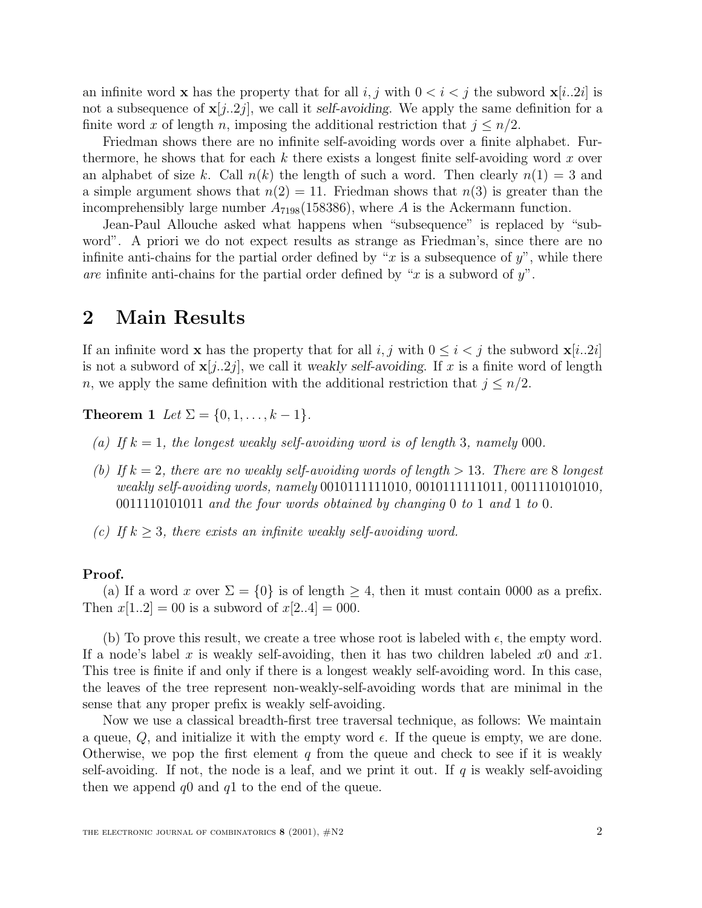an infinite word $\mathbf{x}$ has the property that for all $i, j$ with $0 < i < j$ the subword $\mathbf{x}[i..2i]$ is not a subsequence of $\mathbf{x}[j..2j]$, we call it *self-avoiding*. We apply the same definition for a finite word $x$ of length $n$, imposing the additional restriction that $j \leq n/2$.

Friedman shows there are no infinite self-avoiding words over a finite alphabet. Furthermore, he shows that for each $k$ there exists a longest finite self-avoiding word $x$ over an alphabet of size $k$. Call $n(k)$ the length of such a word. Then clearly $n(1) = 3$ and a simple argument shows that $n(2) = 11$. Friedman shows that $n(3)$ is greater than the incomprehensibly large number $A_{7198}(158386)$, where $A$ is the Ackermann function.

Jean-Paul Allouche asked what happens when "subsequence" is replaced by "subword". A priori we do not expect results as strange as Friedman's, since there are no infinite anti-chains for the partial order defined by "$x$ is a subsequence of $y$", while there *are* infinite anti-chains for the partial order defined by "$x$ is a subword of $y$".

## 2 Main Results

If an infinite word $\mathbf{x}$ has the property that for all $i, j$ with $0 \leq i < j$ the subword $\mathbf{x}[i..2i]$ is not a subword of $\mathbf{x}[j..2j]$, we call it *weakly self-avoiding*. If $x$ is a finite word of length $n$, we apply the same definition with the additional restriction that $j \leq n/2$.

**Theorem 1** *Let $\Sigma = \{0, 1, \ldots, k-1\}$.*

*(a) If $k = 1$, the longest weakly self-avoiding word is of length 3, namely 000.*

*(b) If $k = 2$, there are no weakly self-avoiding words of length $> 13$. There are 8 longest weakly self-avoiding words, namely 0010111111010, 0010111111011, 0011110101010, 0011110101011 and the four words obtained by changing 0 to 1 and 1 to 0.*

*(c) If $k \geq 3$, there exists an infinite weakly self-avoiding word.*

**Proof.**

(a) If a word $x$ over $\Sigma = \{0\}$ is of length $\geq 4$, then it must contain 0000 as a prefix. Then $x[1..2] = 00$ is a subword of $x[2..4] = 000$.

(b) To prove this result, we create a tree whose root is labeled with $\epsilon$, the empty word. If a node's label $x$ is weakly self-avoiding, then it has two children labeled $x0$ and $x1$. This tree is finite if and only if there is a longest weakly self-avoiding word. In this case, the leaves of the tree represent non-weakly-self-avoiding words that are minimal in the sense that any proper prefix is weakly self-avoiding.

Now we use a classical breadth-first tree traversal technique, as follows: We maintain a queue, $Q$, and initialize it with the empty word $\epsilon$. If the queue is empty, we are done. Otherwise, we pop the first element $q$ from the queue and check to see if it is weakly self-avoiding. If not, the node is a leaf, and we print it out. If $q$ is weakly self-avoiding then we append $q0$ and $q1$ to the end of the queue.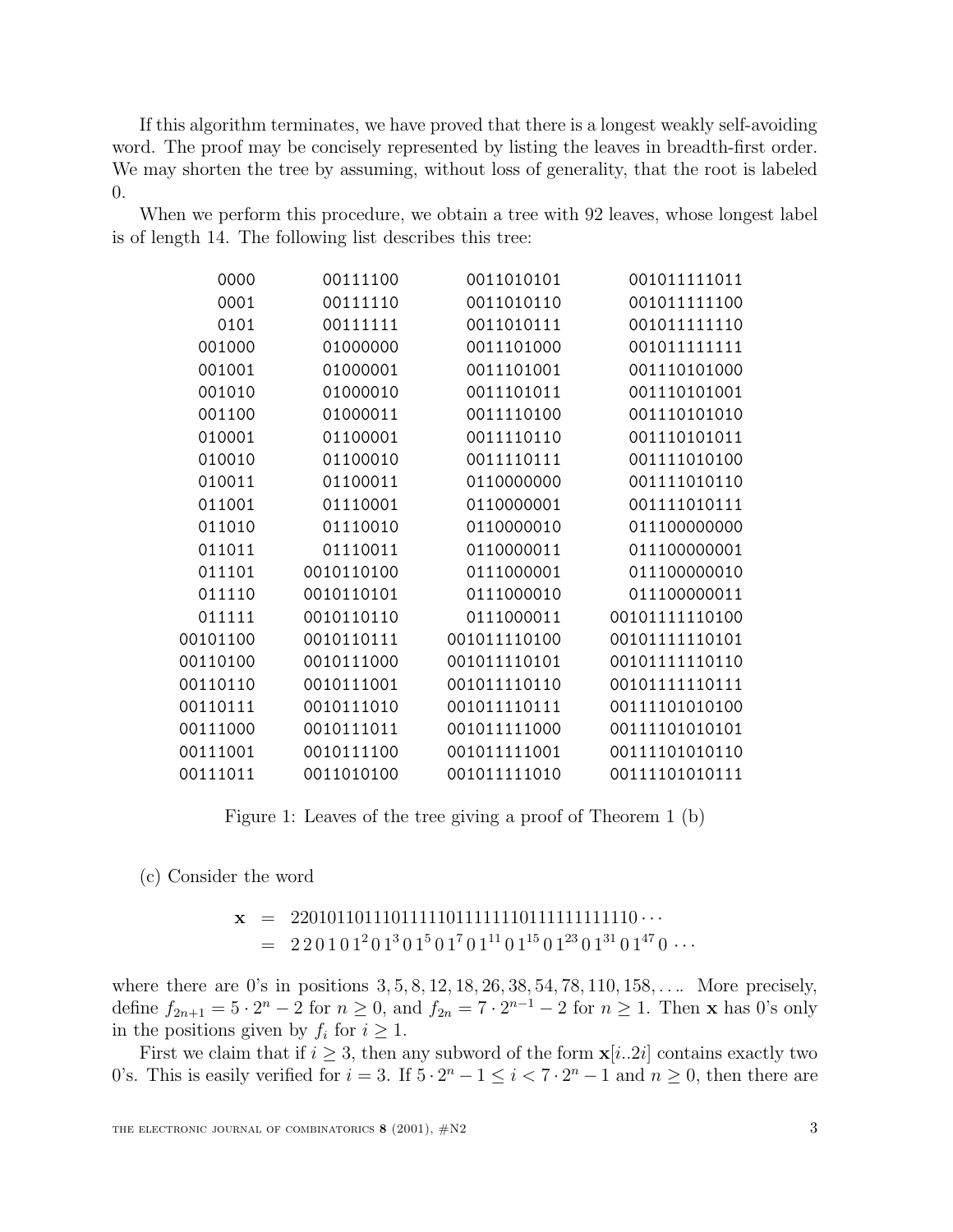If this algorithm terminates, we have proved that there is a longest weakly self-avoiding word. The proof may be concisely represented by listing the leaves in breadth-first order. We may shorten the tree by assuming, without loss of generality, that the root is labeled 0.

When we perform this procedure, we obtain a tree with 92 leaves, whose longest label is of length 14. The following list describes this tree:

| | | | |
|---|---|---|---|
| 0000 | 00111100 | 0011010101 | 001011111011 |
| 0001 | 00111110 | 0011010110 | 001011111100 |
| 0101 | 00111111 | 0011010111 | 001011111110 |
| 001000 | 01000000 | 0011101000 | 001011111111 |
| 001001 | 01000001 | 0011101001 | 001110101000 |
| 001010 | 01000010 | 0011101011 | 001110101001 |
| 001100 | 01000011 | 0011110100 | 001110101010 |
| 010001 | 01100001 | 0011110110 | 001110101011 |
| 010010 | 01100010 | 0011110111 | 001111010100 |
| 010011 | 01100011 | 0110000000 | 001111010110 |
| 011001 | 01110001 | 0110000001 | 001111010111 |
| 011010 | 01110010 | 0110000010 | 011100000000 |
| 011011 | 01110011 | 0110000011 | 011100000001 |
| 011101 | 0010110100 | 0111000001 | 011100000010 |
| 011110 | 0010110101 | 0111000010 | 011100000011 |
| 011111 | 0010110110 | 0111000011 | 00101111110100 |
| 00101100 | 0010110111 | 001011110100 | 00101111110101 |
| 00110100 | 0010111000 | 001011110101 | 00101111110110 |
| 00110110 | 0010111001 | 001011110110 | 00101111110111 |
| 00110111 | 0010111010 | 001011110111 | 00111101010100 |
| 00111000 | 0010111011 | 001011111000 | 00111101010101 |
| 00111001 | 0010111100 | 001011111001 | 00111101010110 |
| 00111011 | 0011010100 | 001011111010 | 00111101010111 |

Figure 1: Leaves of the tree giving a proof of Theorem 1 (b)

(c) Consider the word

$$\begin{aligned}\mathbf{x} &= 22010110111011111011111110111111111110\cdots \\ &= 2\,2\,0\,1\,0\,1^2\,0\,1^3\,0\,1^5\,0\,1^7\,0\,1^{11}\,0\,1^{15}\,0\,1^{23}\,0\,1^{31}\,0\,1^{47}\,0\,\cdots\end{aligned}$$

where there are 0's in positions $3, 5, 8, 12, 18, 26, 38, 54, 78, 110, 158, \ldots$. More precisely, define $f_{2n+1} = 5 \cdot 2^n - 2$ for $n \geq 0$, and $f_{2n} = 7 \cdot 2^{n-1} - 2$ for $n \geq 1$. Then $\mathbf{x}$ has 0's only in the positions given by $f_i$ for $i \geq 1$.

First we claim that if $i \geq 3$, then any subword of the form $\mathbf{x}[i..2i]$ contains exactly two 0's. This is easily verified for $i = 3$. If $5 \cdot 2^n - 1 \leq i < 7 \cdot 2^n - 1$ and $n \geq 0$, then there are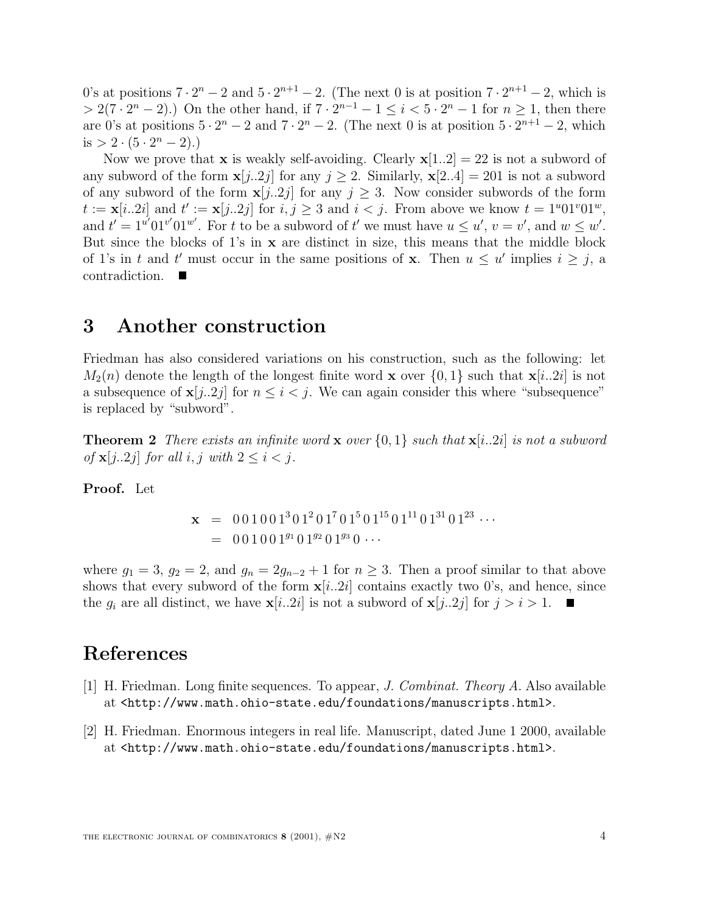0's at positions $7 \cdot 2^n - 2$ and $5 \cdot 2^{n+1} - 2$. (The next 0 is at position $7 \cdot 2^{n+1} - 2$, which is $> 2(7 \cdot 2^n - 2)$.) On the other hand, if $7 \cdot 2^{n-1} - 1 \leq i < 5 \cdot 2^n - 1$ for $n \geq 1$, then there are 0's at positions $5 \cdot 2^n - 2$ and $7 \cdot 2^n - 2$. (The next 0 is at position $5 \cdot 2^{n+1} - 2$, which is $> 2 \cdot (5 \cdot 2^n - 2)$.)

Now we prove that $\mathbf{x}$ is weakly self-avoiding. Clearly $\mathbf{x}[1..2] = 22$ is not a subword of any subword of the form $\mathbf{x}[j..2j]$ for any $j \geq 2$. Similarly, $\mathbf{x}[2..4] = 201$ is not a subword of any subword of the form $\mathbf{x}[j..2j]$ for any $j \geq 3$. Now consider subwords of the form $t := \mathbf{x}[i..2i]$ and $t' := \mathbf{x}[j..2j]$ for $i, j \geq 3$ and $i < j$. From above we know $t = 1^u01^v01^w$, and $t' = 1^{u'}01^{v'}01^{w'}$. For $t$ to be a subword of $t'$ we must have $u \leq u'$, $v = v'$, and $w \leq w'$. But since the blocks of 1's in $\mathbf{x}$ are distinct in size, this means that the middle block of 1's in $t$ and $t'$ must occur in the same positions of $\mathbf{x}$. Then $u \leq u'$ implies $i \geq j$, a contradiction. ■

## 3 Another construction

Friedman has also considered variations on his construction, such as the following: let $M_2(n)$ denote the length of the longest finite word $\mathbf{x}$ over $\{0, 1\}$ such that $\mathbf{x}[i..2i]$ is not a subsequence of $\mathbf{x}[j..2j]$ for $n \leq i < j$. We can again consider this where "subsequence" is replaced by "subword".

**Theorem 2** *There exists an infinite word $\mathbf{x}$ over $\{0, 1\}$ such that $\mathbf{x}[i..2i]$ is not a subword of $\mathbf{x}[j..2j]$ for all $i, j$ with $2 \leq i < j$.*

**Proof.** Let

$$
\begin{aligned}
\mathbf{x} &= 0\,0\,1\,0\,0\,1^3\,0\,1^2\,0\,1^7\,0\,1^5\,0\,1^{15}\,0\,1^{11}\,0\,1^{31}\,0\,1^{23}\,\cdots \\
&= 0\,0\,1\,0\,0\,1^{g_1}\,0\,1^{g_2}\,0\,1^{g_3}\,0\,\cdots
\end{aligned}
$$

where $g_1 = 3$, $g_2 = 2$, and $g_n = 2g_{n-2} + 1$ for $n \geq 3$. Then a proof similar to that above shows that every subword of the form $\mathbf{x}[i..2i]$ contains exactly two 0's, and hence, since the $g_i$ are all distinct, we have $\mathbf{x}[i..2i]$ is not a subword of $\mathbf{x}[j..2j]$ for $j > i > 1$. ■

## References

[1] H. Friedman. Long finite sequences. To appear, *J. Combinat. Theory A*. Also available at <http://www.math.ohio-state.edu/foundations/manuscripts.html>.

[2] H. Friedman. Enormous integers in real life. Manuscript, dated June 1 2000, available at <http://www.math.ohio-state.edu/foundations/manuscripts.html>.